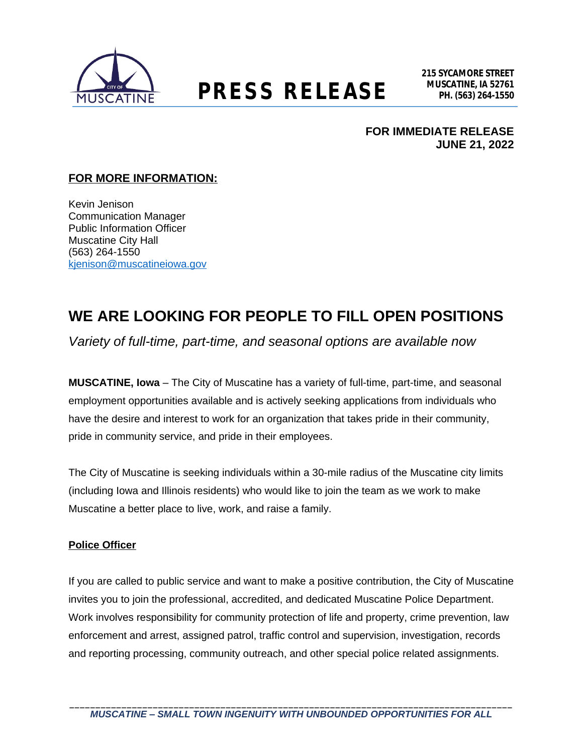# PRESS RELEASE

215 SYCAMORE STREET
MUSCATINE, IA 52761
PH. (563) 264-1550

**FOR IMMEDIATE RELEASE**
**JUNE 21, 2022**

**FOR MORE INFORMATION:**

Kevin Jenison
Communication Manager
Public Information Officer
Muscatine City Hall
(563) 264-1550
kjenison@muscatineiowa.gov

## WE ARE LOOKING FOR PEOPLE TO FILL OPEN POSITIONS

*Variety of full-time, part-time, and seasonal options are available now*

**MUSCATINE, Iowa** – The City of Muscatine has a variety of full-time, part-time, and seasonal employment opportunities available and is actively seeking applications from individuals who have the desire and interest to work for an organization that takes pride in their community, pride in community service, and pride in their employees.

The City of Muscatine is seeking individuals within a 30-mile radius of the Muscatine city limits (including Iowa and Illinois residents) who would like to join the team as we work to make Muscatine a better place to live, work, and raise a family.

**Police Officer**

If you are called to public service and want to make a positive contribution, the City of Muscatine invites you to join the professional, accredited, and dedicated Muscatine Police Department. Work involves responsibility for community protection of life and property, crime prevention, law enforcement and arrest, assigned patrol, traffic control and supervision, investigation, records and reporting processing, community outreach, and other special police related assignments.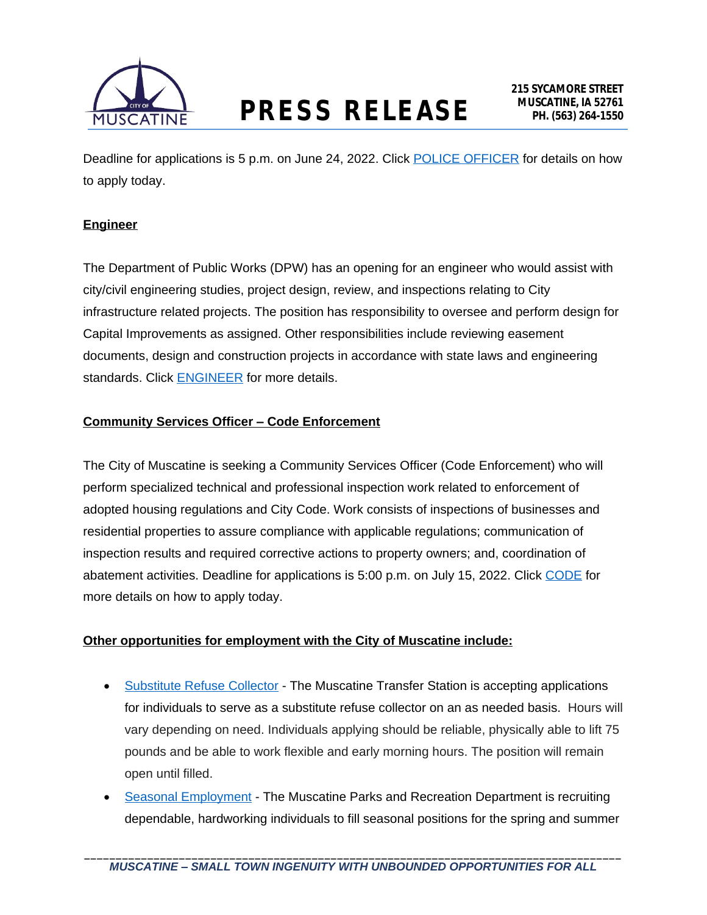Deadline for applications is 5 p.m. on June 24, 2022. Click POLICE OFFICER for details on how to apply today.

**Engineer**

The Department of Public Works (DPW) has an opening for an engineer who would assist with city/civil engineering studies, project design, review, and inspections relating to City infrastructure related projects. The position has responsibility to oversee and perform design for Capital Improvements as assigned. Other responsibilities include reviewing easement documents, design and construction projects in accordance with state laws and engineering standards. Click ENGINEER for more details.

**Community Services Officer – Code Enforcement**

The City of Muscatine is seeking a Community Services Officer (Code Enforcement) who will perform specialized technical and professional inspection work related to enforcement of adopted housing regulations and City Code. Work consists of inspections of businesses and residential properties to assure compliance with applicable regulations; communication of inspection results and required corrective actions to property owners; and, coordination of abatement activities. Deadline for applications is 5:00 p.m. on July 15, 2022. Click CODE for more details on how to apply today.

**Other opportunities for employment with the City of Muscatine include:**

- Substitute Refuse Collector - The Muscatine Transfer Station is accepting applications for individuals to serve as a substitute refuse collector on an as needed basis. Hours will vary depending on need. Individuals applying should be reliable, physically able to lift 75 pounds and be able to work flexible and early morning hours. The position will remain open until filled.
- Seasonal Employment - The Muscatine Parks and Recreation Department is recruiting dependable, hardworking individuals to fill seasonal positions for the spring and summer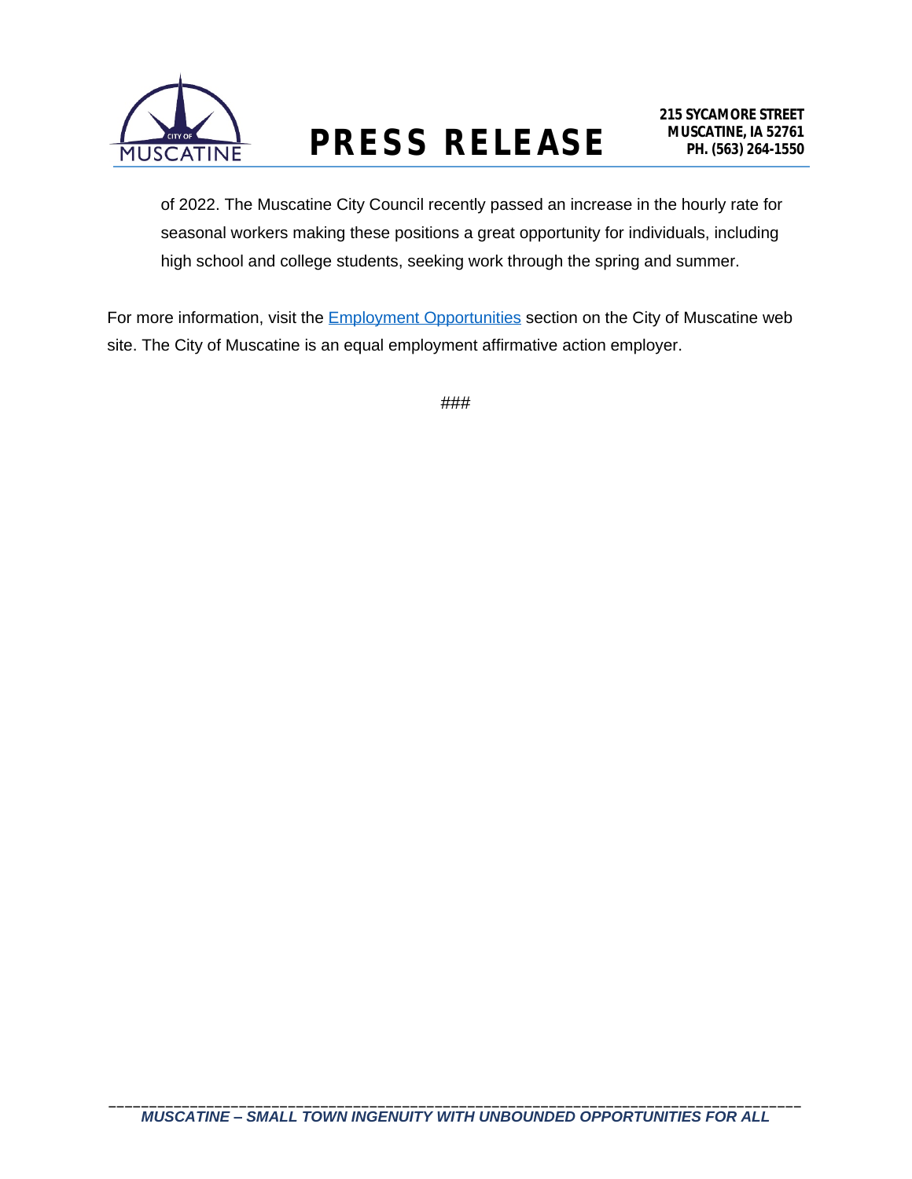of 2022. The Muscatine City Council recently passed an increase in the hourly rate for seasonal workers making these positions a great opportunity for individuals, including high school and college students, seeking work through the spring and summer.

For more information, visit the Employment Opportunities section on the City of Muscatine web site. The City of Muscatine is an equal employment affirmative action employer.

###